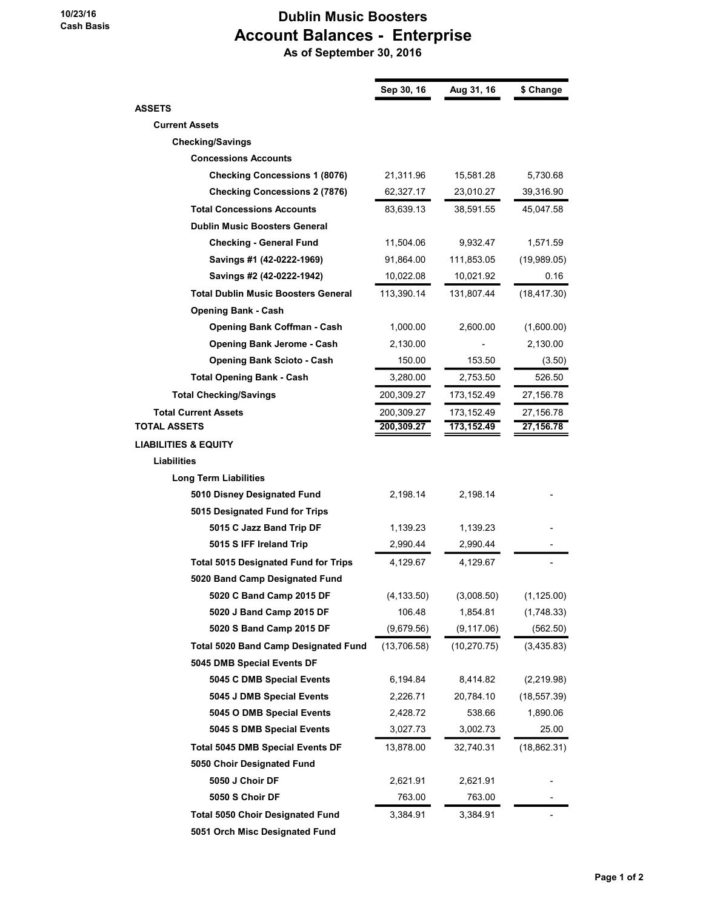10/23/16
Cash Basis

# Dublin Music Boosters
## Account Balances - Enterprise
### As of September 30, 2016

| | Sep 30, 16 | Aug 31, 16 | $ Change |
|---|---|---|---|
| **ASSETS** | | | |
| **Current Assets** | | | |
| **Checking/Savings** | | | |
| **Concessions Accounts** | | | |
| **Checking Concessions 1 (8076)** | 21,311.96 | 15,581.28 | 5,730.68 |
| **Checking Concessions 2 (7876)** | 62,327.17 | 23,010.27 | 39,316.90 |
| **Total Concessions Accounts** | 83,639.13 | 38,591.55 | 45,047.58 |
| **Dublin Music Boosters General** | | | |
| **Checking - General Fund** | 11,504.06 | 9,932.47 | 1,571.59 |
| **Savings #1 (42-0222-1969)** | 91,864.00 | 111,853.05 | (19,989.05) |
| **Savings #2 (42-0222-1942)** | 10,022.08 | 10,021.92 | 0.16 |
| **Total Dublin Music Boosters General** | 113,390.14 | 131,807.44 | (18,417.30) |
| **Opening Bank - Cash** | | | |
| **Opening Bank Coffman - Cash** | 1,000.00 | 2,600.00 | (1,600.00) |
| **Opening Bank Jerome - Cash** | 2,130.00 | - | 2,130.00 |
| **Opening Bank Scioto - Cash** | 150.00 | 153.50 | (3.50) |
| **Total Opening Bank - Cash** | 3,280.00 | 2,753.50 | 526.50 |
| **Total Checking/Savings** | 200,309.27 | 173,152.49 | 27,156.78 |
| **Total Current Assets** | 200,309.27 | 173,152.49 | 27,156.78 |
| **TOTAL ASSETS** | **200,309.27** | **173,152.49** | **27,156.78** |
| **LIABILITIES & EQUITY** | | | |
| **Liabilities** | | | |
| **Long Term Liabilities** | | | |
| **5010 Disney Designated Fund** | 2,198.14 | 2,198.14 | - |
| **5015 Designated Fund for Trips** | | | |
| **5015 C Jazz Band Trip DF** | 1,139.23 | 1,139.23 | - |
| **5015 S IFF Ireland Trip** | 2,990.44 | 2,990.44 | - |
| **Total 5015 Designated Fund for Trips** | 4,129.67 | 4,129.67 | - |
| **5020 Band Camp Designated Fund** | | | |
| **5020 C Band Camp 2015 DF** | (4,133.50) | (3,008.50) | (1,125.00) |
| **5020 J Band Camp 2015 DF** | 106.48 | 1,854.81 | (1,748.33) |
| **5020 S Band Camp 2015 DF** | (9,679.56) | (9,117.06) | (562.50) |
| **Total 5020 Band Camp Designated Fund** | (13,706.58) | (10,270.75) | (3,435.83) |
| **5045 DMB Special Events DF** | | | |
| **5045 C DMB Special Events** | 6,194.84 | 8,414.82 | (2,219.98) |
| **5045 J DMB Special Events** | 2,226.71 | 20,784.10 | (18,557.39) |
| **5045 O DMB Special Events** | 2,428.72 | 538.66 | 1,890.06 |
| **5045 S DMB Special Events** | 3,027.73 | 3,002.73 | 25.00 |
| **Total 5045 DMB Special Events DF** | 13,878.00 | 32,740.31 | (18,862.31) |
| **5050 Choir Designated Fund** | | | |
| **5050 J Choir DF** | 2,621.91 | 2,621.91 | - |
| **5050 S Choir DF** | 763.00 | 763.00 | - |
| **Total 5050 Choir Designated Fund** | 3,384.91 | 3,384.91 | - |
| **5051 Orch Misc Designated Fund** | | | |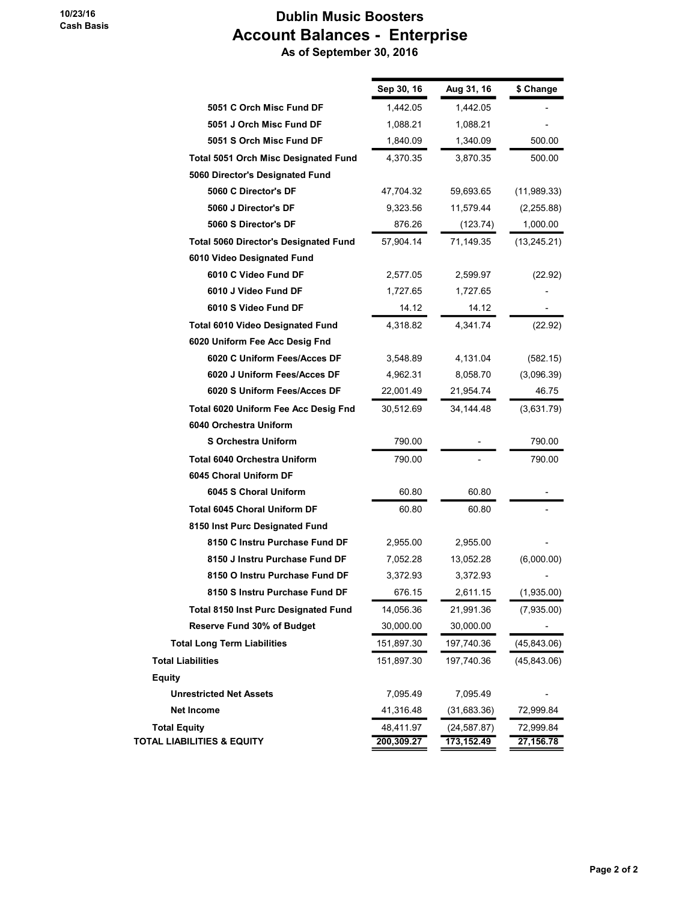# Dublin Music Boosters
## Account Balances - Enterprise
### As of September 30, 2016

10/23/16
Cash Basis

| | Sep 30, 16 | Aug 31, 16 | $ Change |
|---|---|---|---|
| 5051 C Orch Misc Fund DF | 1,442.05 | 1,442.05 | - |
| 5051 J Orch Misc Fund DF | 1,088.21 | 1,088.21 | - |
| 5051 S Orch Misc Fund DF | 1,840.09 | 1,340.09 | 500.00 |
| **Total 5051 Orch Misc Designated Fund** | 4,370.35 | 3,870.35 | 500.00 |
| **5060 Director's Designated Fund** | | | |
| 5060 C Director's DF | 47,704.32 | 59,693.65 | (11,989.33) |
| 5060 J Director's DF | 9,323.56 | 11,579.44 | (2,255.88) |
| 5060 S Director's DF | 876.26 | (123.74) | 1,000.00 |
| **Total 5060 Director's Designated Fund** | 57,904.14 | 71,149.35 | (13,245.21) |
| **6010 Video Designated Fund** | | | |
| 6010 C Video Fund DF | 2,577.05 | 2,599.97 | (22.92) |
| 6010 J Video Fund DF | 1,727.65 | 1,727.65 | - |
| 6010 S Video Fund DF | 14.12 | 14.12 | - |
| **Total 6010 Video Designated Fund** | 4,318.82 | 4,341.74 | (22.92) |
| **6020 Uniform Fee Acc Desig Fnd** | | | |
| 6020 C Uniform Fees/Acces DF | 3,548.89 | 4,131.04 | (582.15) |
| 6020 J Uniform Fees/Acces DF | 4,962.31 | 8,058.70 | (3,096.39) |
| 6020 S Uniform Fees/Acces DF | 22,001.49 | 21,954.74 | 46.75 |
| **Total 6020 Uniform Fee Acc Desig Fnd** | 30,512.69 | 34,144.48 | (3,631.79) |
| **6040 Orchestra Uniform** | | | |
| S Orchestra Uniform | 790.00 | - | 790.00 |
| **Total 6040 Orchestra Uniform** | 790.00 | - | 790.00 |
| **6045 Choral Uniform DF** | | | |
| 6045 S Choral Uniform | 60.80 | 60.80 | - |
| **Total 6045 Choral Uniform DF** | 60.80 | 60.80 | - |
| **8150 Inst Purc Designated Fund** | | | |
| 8150 C Instru Purchase Fund DF | 2,955.00 | 2,955.00 | - |
| 8150 J Instru Purchase Fund DF | 7,052.28 | 13,052.28 | (6,000.00) |
| 8150 O Instru Purchase Fund DF | 3,372.93 | 3,372.93 | - |
| 8150 S Instru Purchase Fund DF | 676.15 | 2,611.15 | (1,935.00) |
| **Total 8150 Inst Purc Designated Fund** | 14,056.36 | 21,991.36 | (7,935.00) |
| **Reserve Fund 30% of Budget** | 30,000.00 | 30,000.00 | - |
| **Total Long Term Liabilities** | 151,897.30 | 197,740.36 | (45,843.06) |
| **Total Liabilities** | 151,897.30 | 197,740.36 | (45,843.06) |
| **Equity** | | | |
| **Unrestricted Net Assets** | 7,095.49 | 7,095.49 | - |
| **Net Income** | 41,316.48 | (31,683.36) | 72,999.84 |
| **Total Equity** | 48,411.97 | (24,587.87) | 72,999.84 |
| **TOTAL LIABILITIES & EQUITY** | **200,309.27** | **173,152.49** | **27,156.78** |